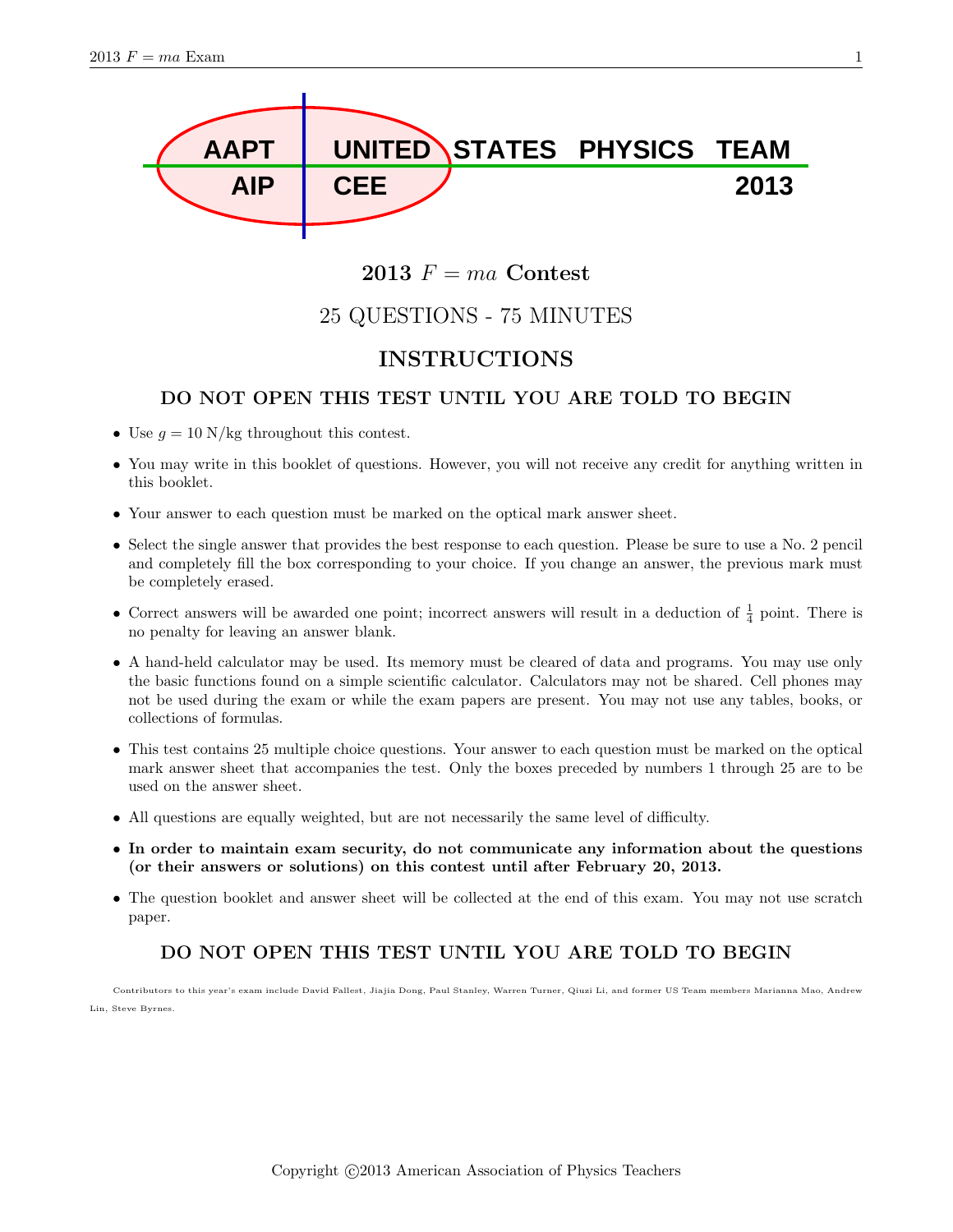AAPT UNITED STATES PHYSICS TEAM
AIP CEE 2013

# 2013 $F = ma$ Contest

## 25 QUESTIONS - 75 MINUTES

## INSTRUCTIONS

### DO NOT OPEN THIS TEST UNTIL YOU ARE TOLD TO BEGIN

- Use $g = 10$ N/kg throughout this contest.
- You may write in this booklet of questions. However, you will not receive any credit for anything written in this booklet.
- Your answer to each question must be marked on the optical mark answer sheet.
- Select the single answer that provides the best response to each question. Please be sure to use a No. 2 pencil and completely fill the box corresponding to your choice. If you change an answer, the previous mark must be completely erased.
- Correct answers will be awarded one point; incorrect answers will result in a deduction of $\frac{1}{4}$ point. There is no penalty for leaving an answer blank.
- A hand-held calculator may be used. Its memory must be cleared of data and programs. You may use only the basic functions found on a simple scientific calculator. Calculators may not be shared. Cell phones may not be used during the exam or while the exam papers are present. You may not use any tables, books, or collections of formulas.
- This test contains 25 multiple choice questions. Your answer to each question must be marked on the optical mark answer sheet that accompanies the test. Only the boxes preceded by numbers 1 through 25 are to be used on the answer sheet.
- All questions are equally weighted, but are not necessarily the same level of difficulty.
- **In order to maintain exam security, do not communicate any information about the questions (or their answers or solutions) on this contest until after February 20, 2013.**
- The question booklet and answer sheet will be collected at the end of this exam. You may not use scratch paper.

### DO NOT OPEN THIS TEST UNTIL YOU ARE TOLD TO BEGIN

Contributors to this year's exam include David Fallest, Jiajia Dong, Paul Stanley, Warren Turner, Qiuzi Li, and former US Team members Marianna Mao, Andrew Lin, Steve Byrnes.

Copyright ©2013 American Association of Physics Teachers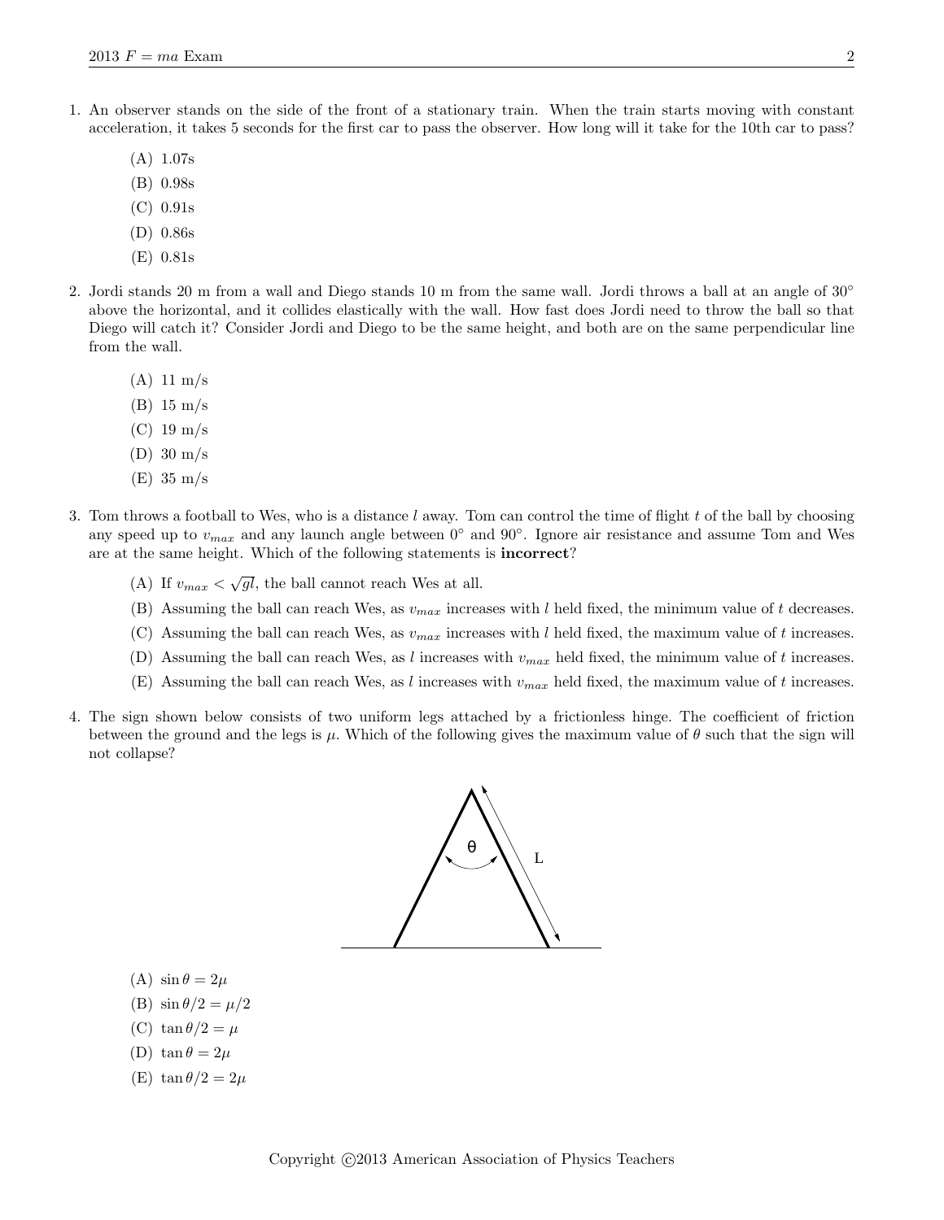1. An observer stands on the side of the front of a stationary train. When the train starts moving with constant acceleration, it takes 5 seconds for the first car to pass the observer. How long will it take for the 10th car to pass?

   (A) 1.07s
   (B) 0.98s
   (C) 0.91s
   (D) 0.86s
   (E) 0.81s

2. Jordi stands 20 m from a wall and Diego stands 10 m from the same wall. Jordi throws a ball at an angle of 30° above the horizontal, and it collides elastically with the wall. How fast does Jordi need to throw the ball so that Diego will catch it? Consider Jordi and Diego to be the same height, and both are on the same perpendicular line from the wall.

   (A) 11 m/s
   (B) 15 m/s
   (C) 19 m/s
   (D) 30 m/s
   (E) 35 m/s

3. Tom throws a football to Wes, who is a distance $l$ away. Tom can control the time of flight $t$ of the ball by choosing any speed up to $v_{max}$ and any launch angle between 0° and 90°. Ignore air resistance and assume Tom and Wes are at the same height. Which of the following statements is **incorrect**?

   (A) If $v_{max} < \sqrt{gl}$, the ball cannot reach Wes at all.
   (B) Assuming the ball can reach Wes, as $v_{max}$ increases with $l$ held fixed, the minimum value of $t$ decreases.
   (C) Assuming the ball can reach Wes, as $v_{max}$ increases with $l$ held fixed, the maximum value of $t$ increases.
   (D) Assuming the ball can reach Wes, as $l$ increases with $v_{max}$ held fixed, the minimum value of $t$ increases.
   (E) Assuming the ball can reach Wes, as $l$ increases with $v_{max}$ held fixed, the maximum value of $t$ increases.

4. The sign shown below consists of two uniform legs attached by a frictionless hinge. The coefficient of friction between the ground and the legs is $\mu$. Which of the following gives the maximum value of $\theta$ such that the sign will not collapse?

   (A) $\sin\theta = 2\mu$
   (B) $\sin\theta/2 = \mu/2$
   (C) $\tan\theta/2 = \mu$
   (D) $\tan\theta = 2\mu$
   (E) $\tan\theta/2 = 2\mu$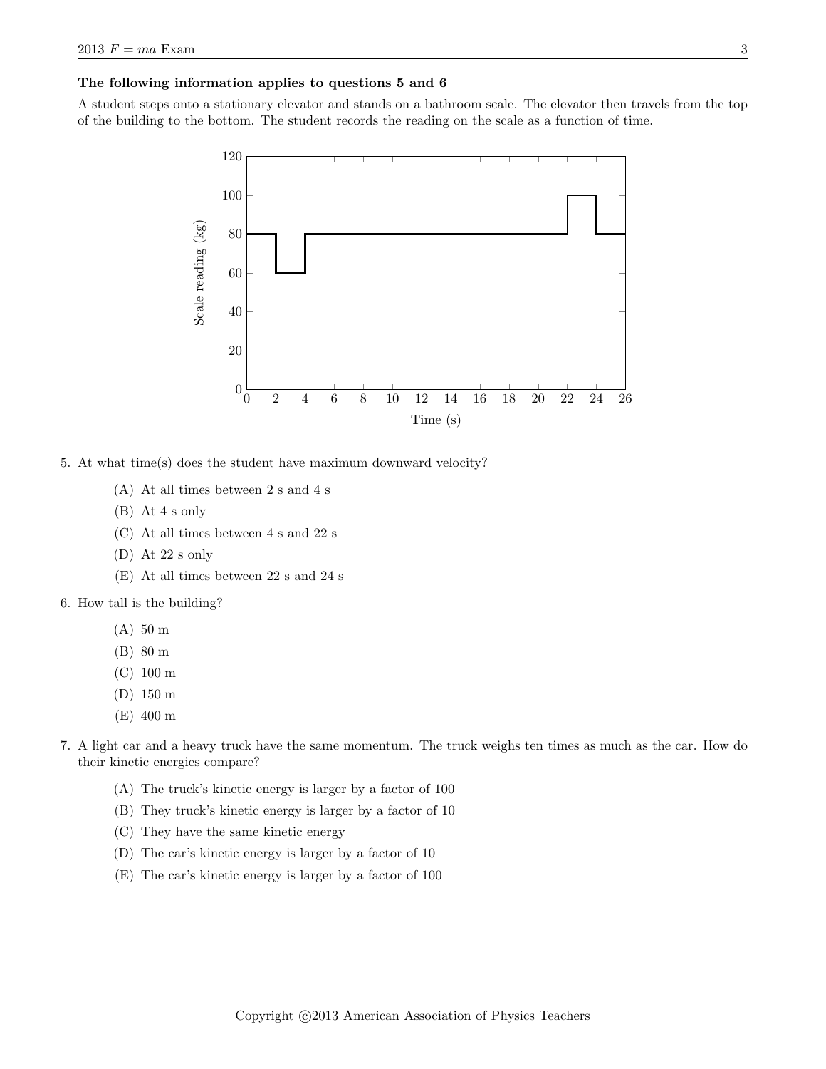**The following information applies to questions 5 and 6**

A student steps onto a stationary elevator and stands on a bathroom scale. The elevator then travels from the top of the building to the bottom. The student records the reading on the scale as a function of time.

5. At what time(s) does the student have maximum downward velocity?

   (A) At all times between 2 s and 4 s

   (B) At 4 s only

   (C) At all times between 4 s and 22 s

   (D) At 22 s only

   (E) At all times between 22 s and 24 s

6. How tall is the building?

   (A) 50 m

   (B) 80 m

   (C) 100 m

   (D) 150 m

   (E) 400 m

7. A light car and a heavy truck have the same momentum. The truck weighs ten times as much as the car. How do their kinetic energies compare?

   (A) The truck's kinetic energy is larger by a factor of 100

   (B) They truck's kinetic energy is larger by a factor of 10

   (C) They have the same kinetic energy

   (D) The car's kinetic energy is larger by a factor of 10

   (E) The car's kinetic energy is larger by a factor of 100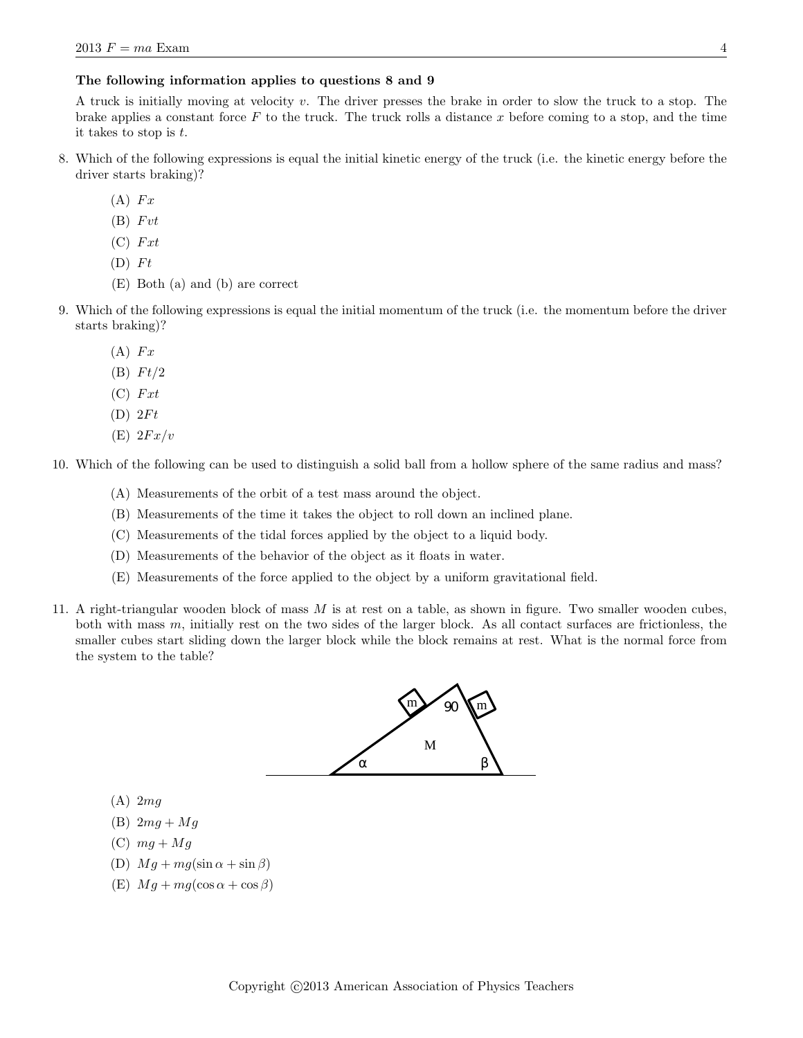**The following information applies to questions 8 and 9**

A truck is initially moving at velocity $v$. The driver presses the brake in order to slow the truck to a stop. The brake applies a constant force $F$ to the truck. The truck rolls a distance $x$ before coming to a stop, and the time it takes to stop is $t$.

8. Which of the following expressions is equal the initial kinetic energy of the truck (i.e. the kinetic energy before the driver starts braking)?

   (A) $Fx$

   (B) $Fvt$

   (C) $Fxt$

   (D) $Ft$

   (E) Both (a) and (b) are correct

9. Which of the following expressions is equal the initial momentum of the truck (i.e. the momentum before the driver starts braking)?

   (A) $Fx$

   (B) $Ft/2$

   (C) $Fxt$

   (D) $2Ft$

   (E) $2Fx/v$

10. Which of the following can be used to distinguish a solid ball from a hollow sphere of the same radius and mass?

    (A) Measurements of the orbit of a test mass around the object.

    (B) Measurements of the time it takes the object to roll down an inclined plane.

    (C) Measurements of the tidal forces applied by the object to a liquid body.

    (D) Measurements of the behavior of the object as it floats in water.

    (E) Measurements of the force applied to the object by a uniform gravitational field.

11. A right-triangular wooden block of mass $M$ is at rest on a table, as shown in figure. Two smaller wooden cubes, both with mass $m$, initially rest on the two sides of the larger block. As all contact surfaces are frictionless, the smaller cubes start sliding down the larger block while the block remains at rest. What is the normal force from the system to the table?

    (A) $2mg$

    (B) $2mg + Mg$

    (C) $mg + Mg$

    (D) $Mg + mg(\sin\alpha + \sin\beta)$

    (E) $Mg + mg(\cos\alpha + \cos\beta)$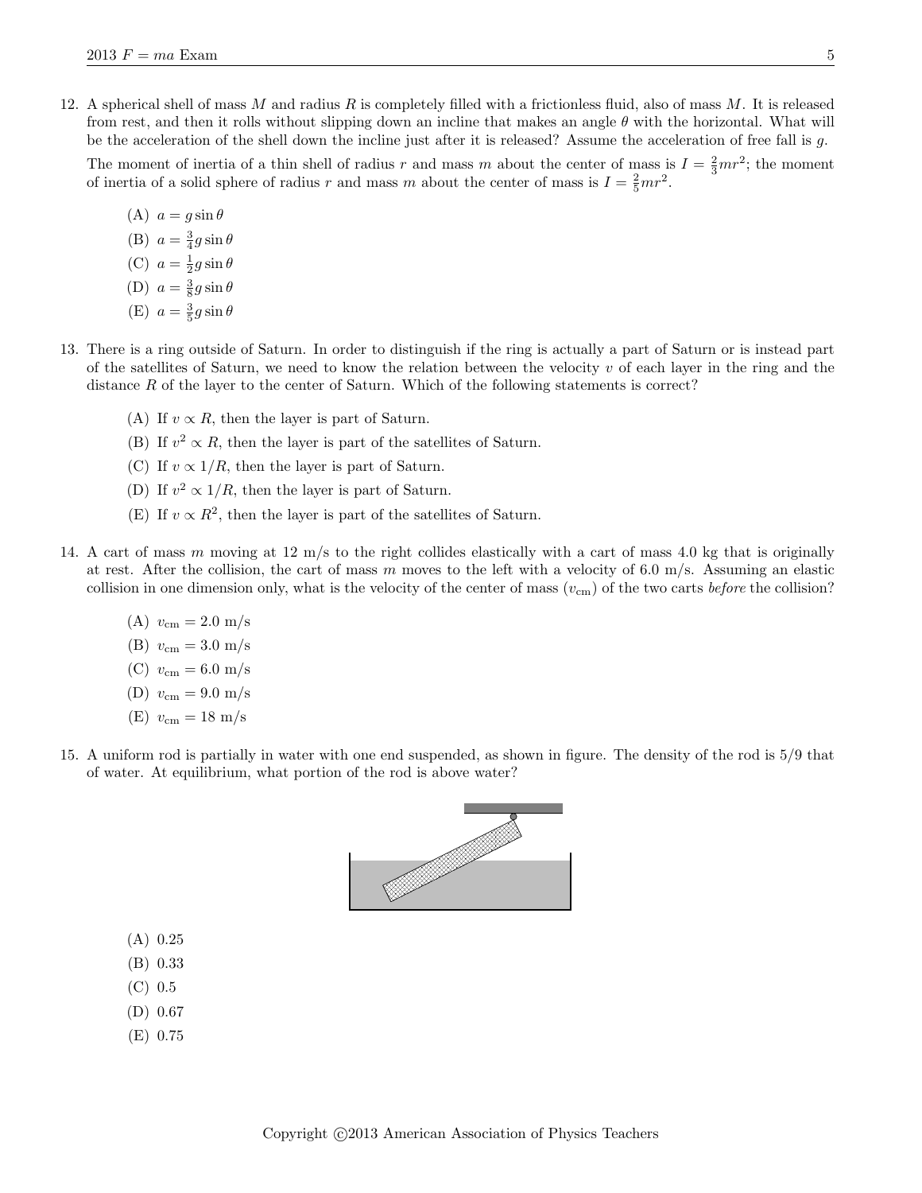12. A spherical shell of mass $M$ and radius $R$ is completely filled with a frictionless fluid, also of mass $M$. It is released from rest, and then it rolls without slipping down an incline that makes an angle $\theta$ with the horizontal. What will be the acceleration of the shell down the incline just after it is released? Assume the acceleration of free fall is $g$.

    The moment of inertia of a thin shell of radius $r$ and mass $m$ about the center of mass is $I = \frac{2}{3}mr^2$; the moment of inertia of a solid sphere of radius $r$ and mass $m$ about the center of mass is $I = \frac{2}{5}mr^2$.

    (A) $a = g \sin\theta$

    (B) $a = \frac{3}{4} g \sin\theta$

    (C) $a = \frac{1}{2} g \sin\theta$

    (D) $a = \frac{3}{8} g \sin\theta$

    (E) $a = \frac{3}{5} g \sin\theta$

13. There is a ring outside of Saturn. In order to distinguish if the ring is actually a part of Saturn or is instead part of the satellites of Saturn, we need to know the relation between the velocity $v$ of each layer in the ring and the distance $R$ of the layer to the center of Saturn. Which of the following statements is correct?

    (A) If $v \propto R$, then the layer is part of Saturn.

    (B) If $v^2 \propto R$, then the layer is part of the satellites of Saturn.

    (C) If $v \propto 1/R$, then the layer is part of Saturn.

    (D) If $v^2 \propto 1/R$, then the layer is part of Saturn.

    (E) If $v \propto R^2$, then the layer is part of the satellites of Saturn.

14. A cart of mass $m$ moving at 12 m/s to the right collides elastically with a cart of mass 4.0 kg that is originally at rest. After the collision, the cart of mass $m$ moves to the left with a velocity of 6.0 m/s. Assuming an elastic collision in one dimension only, what is the velocity of the center of mass ($v_{\text{cm}}$) of the two carts *before* the collision?

    (A) $v_{\text{cm}} = 2.0$ m/s

    (B) $v_{\text{cm}} = 3.0$ m/s

    (C) $v_{\text{cm}} = 6.0$ m/s

    (D) $v_{\text{cm}} = 9.0$ m/s

    (E) $v_{\text{cm}} = 18$ m/s

15. A uniform rod is partially in water with one end suspended, as shown in figure. The density of the rod is 5/9 that of water. At equilibrium, what portion of the rod is above water?

    (A) 0.25

    (B) 0.33

    (C) 0.5

    (D) 0.67

    (E) 0.75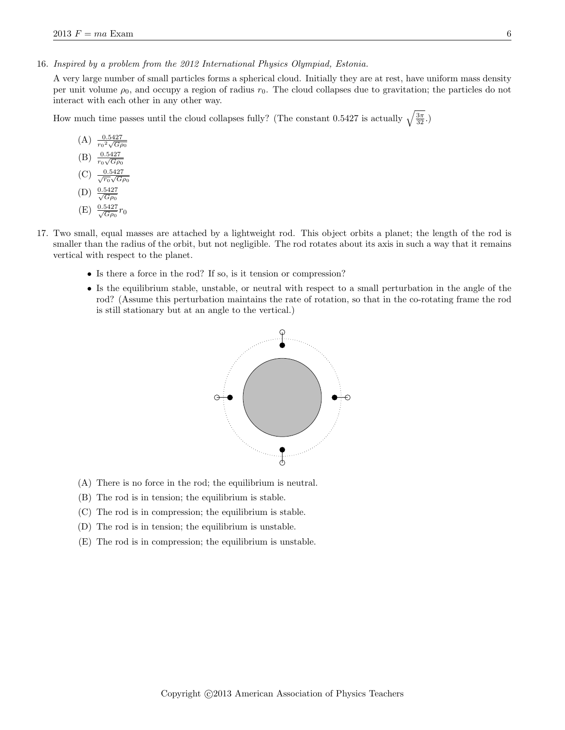16. *Inspired by a problem from the 2012 International Physics Olympiad, Estonia.*

    A very large number of small particles forms a spherical cloud. Initially they are at rest, have uniform mass density per unit volume $\rho_0$, and occupy a region of radius $r_0$. The cloud collapses due to gravitation; the particles do not interact with each other in any other way.

    How much time passes until the cloud collapses fully? (The constant 0.5427 is actually $\sqrt{\frac{3\pi}{32}}$.)

    (A) $\frac{0.5427}{r_0{}^2\sqrt{G\rho_0}}$

    (B) $\frac{0.5427}{r_0\sqrt{G\rho_0}}$

    (C) $\frac{0.5427}{\sqrt{r_0}\sqrt{G\rho_0}}$

    (D) $\frac{0.5427}{\sqrt{G\rho_0}}$

    (E) $\frac{0.5427}{\sqrt{G\rho_0}}r_0$

17. Two small, equal masses are attached by a lightweight rod. This object orbits a planet; the length of the rod is smaller than the radius of the orbit, but not negligible. The rod rotates about its axis in such a way that it remains vertical with respect to the planet.

    - Is there a force in the rod? If so, is it tension or compression?
    - Is the equilibrium stable, unstable, or neutral with respect to a small perturbation in the angle of the rod? (Assume this perturbation maintains the rate of rotation, so that in the co-rotating frame the rod is still stationary but at an angle to the vertical.)

    (A) There is no force in the rod; the equilibrium is neutral.

    (B) The rod is in tension; the equilibrium is stable.

    (C) The rod is in compression; the equilibrium is stable.

    (D) The rod is in tension; the equilibrium is unstable.

    (E) The rod is in compression; the equilibrium is unstable.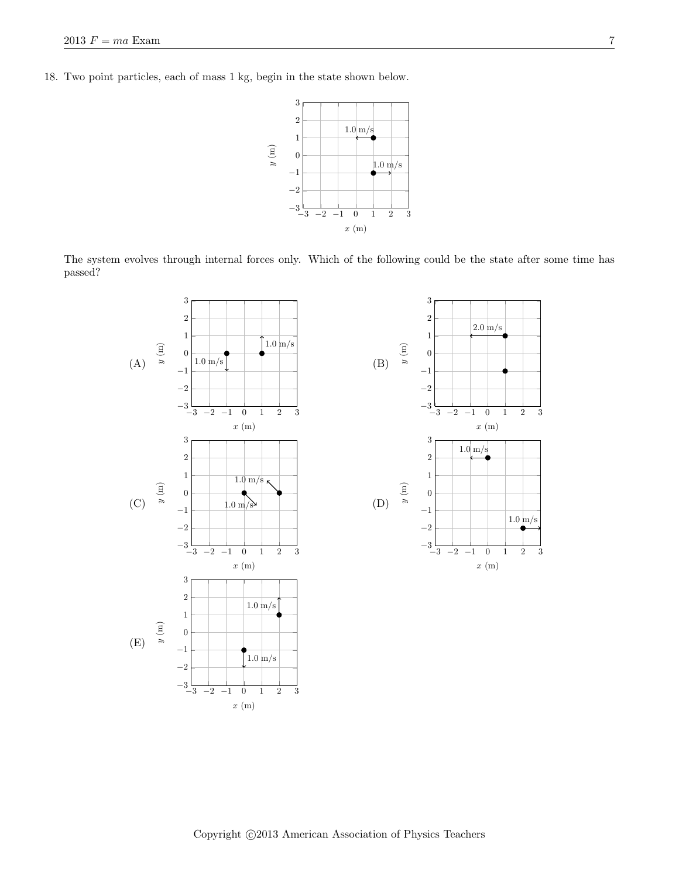18. Two point particles, each of mass 1 kg, begin in the state shown below.

The system evolves through internal forces only. Which of the following could be the state after some time has passed?

(A)

(B)

(C)

(D)

(E)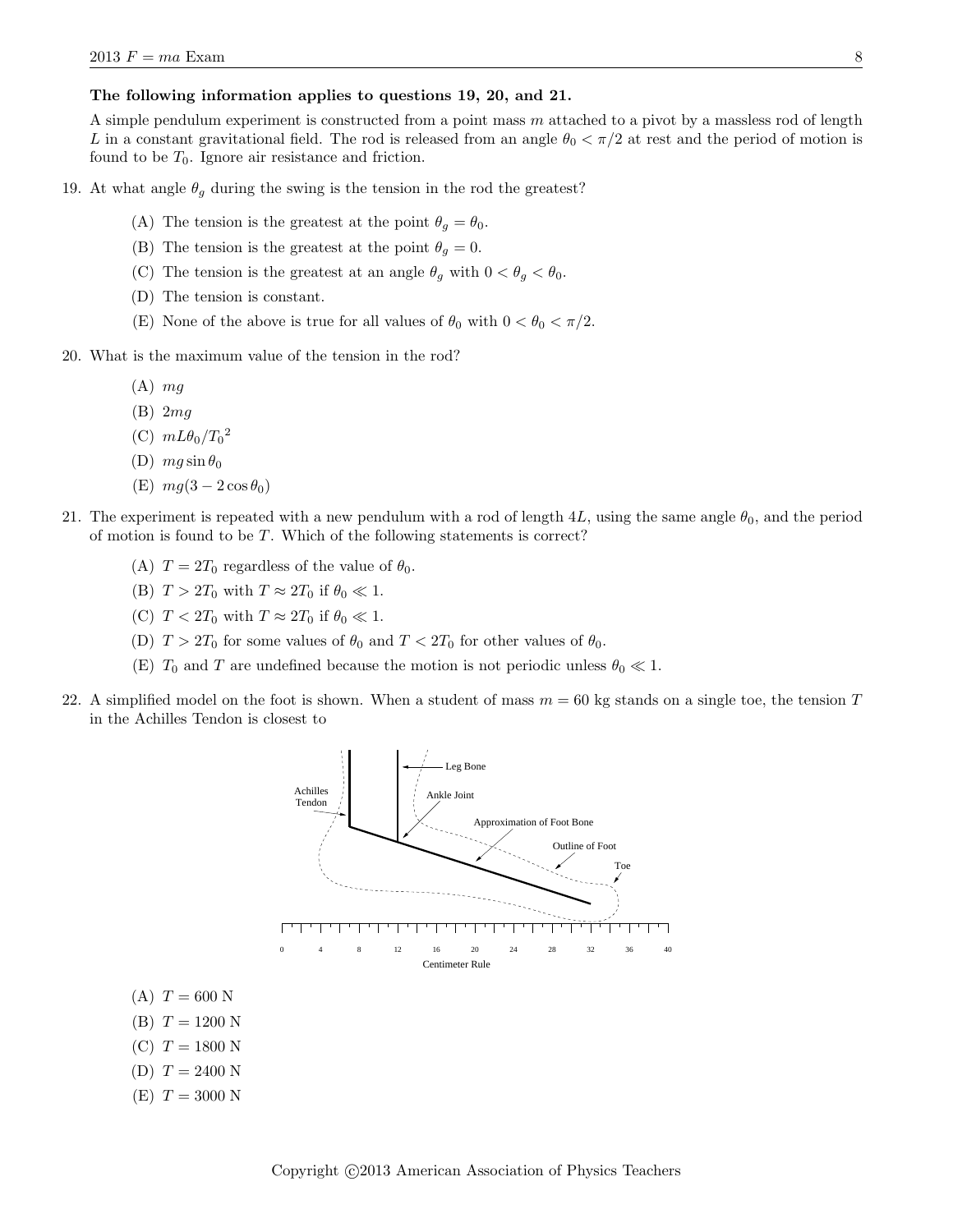**The following information applies to questions 19, 20, and 21.**

A simple pendulum experiment is constructed from a point mass $m$ attached to a pivot by a massless rod of length $L$ in a constant gravitational field. The rod is released from an angle $\theta_0 < \pi/2$ at rest and the period of motion is found to be $T_0$. Ignore air resistance and friction.

19. At what angle $\theta_g$ during the swing is the tension in the rod the greatest?

    (A) The tension is the greatest at the point $\theta_g = \theta_0$.

    (B) The tension is the greatest at the point $\theta_g = 0$.

    (C) The tension is the greatest at an angle $\theta_g$ with $0 < \theta_g < \theta_0$.

    (D) The tension is constant.

    (E) None of the above is true for all values of $\theta_0$ with $0 < \theta_0 < \pi/2$.

20. What is the maximum value of the tension in the rod?

    (A) $mg$

    (B) $2mg$

    (C) $mL\theta_0/{T_0}^2$

    (D) $mg \sin\theta_0$

    (E) $mg(3 - 2\cos\theta_0)$

21. The experiment is repeated with a new pendulum with a rod of length $4L$, using the same angle $\theta_0$, and the period of motion is found to be $T$. Which of the following statements is correct?

    (A) $T = 2T_0$ regardless of the value of $\theta_0$.

    (B) $T > 2T_0$ with $T \approx 2T_0$ if $\theta_0 \ll 1$.

    (C) $T < 2T_0$ with $T \approx 2T_0$ if $\theta_0 \ll 1$.

    (D) $T > 2T_0$ for some values of $\theta_0$ and $T < 2T_0$ for other values of $\theta_0$.

    (E) $T_0$ and $T$ are undefined because the motion is not periodic unless $\theta_0 \ll 1$.

22. A simplified model on the foot is shown. When a student of mass $m = 60$ kg stands on a single toe, the tension $T$ in the Achilles Tendon is closest to

    Achilles Tendon — Leg Bone — Ankle Joint — Approximation of Foot Bone — Outline of Foot — Toe

    0 4 8 12 16 20 24 28 32 36 40

    Centimeter Rule

    (A) $T = 600$ N

    (B) $T = 1200$ N

    (C) $T = 1800$ N

    (D) $T = 2400$ N

    (E) $T = 3000$ N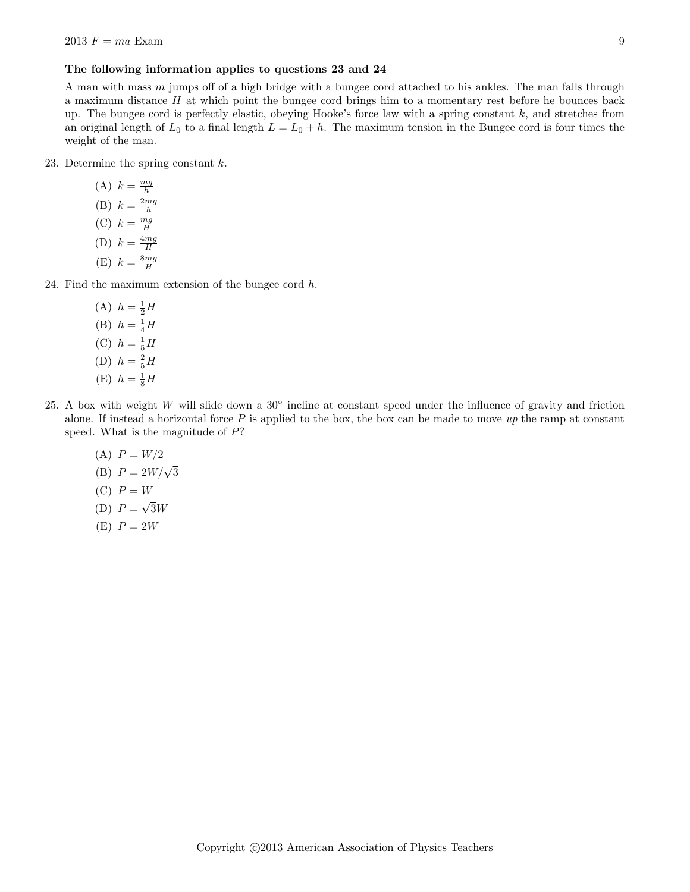**The following information applies to questions 23 and 24**

A man with mass $m$ jumps off of a high bridge with a bungee cord attached to his ankles. The man falls through a maximum distance $H$ at which point the bungee cord brings him to a momentary rest before he bounces back up. The bungee cord is perfectly elastic, obeying Hooke's force law with a spring constant $k$, and stretches from an original length of $L_0$ to a final length $L = L_0 + h$. The maximum tension in the Bungee cord is four times the weight of the man.

23. Determine the spring constant $k$.

    (A) $k = \frac{mg}{h}$

    (B) $k = \frac{2mg}{h}$

    (C) $k = \frac{mg}{H}$

    (D) $k = \frac{4mg}{H}$

    (E) $k = \frac{8mg}{H}$

24. Find the maximum extension of the bungee cord $h$.

    (A) $h = \frac{1}{2}H$

    (B) $h = \frac{1}{4}H$

    (C) $h = \frac{1}{5}H$

    (D) $h = \frac{2}{5}H$

    (E) $h = \frac{1}{8}H$

25. A box with weight $W$ will slide down a $30^\circ$ incline at constant speed under the influence of gravity and friction alone. If instead a horizontal force $P$ is applied to the box, the box can be made to move *up* the ramp at constant speed. What is the magnitude of $P$?

    (A) $P = W/2$

    (B) $P = 2W/\sqrt{3}$

    (C) $P = W$

    (D) $P = \sqrt{3}W$

    (E) $P = 2W$